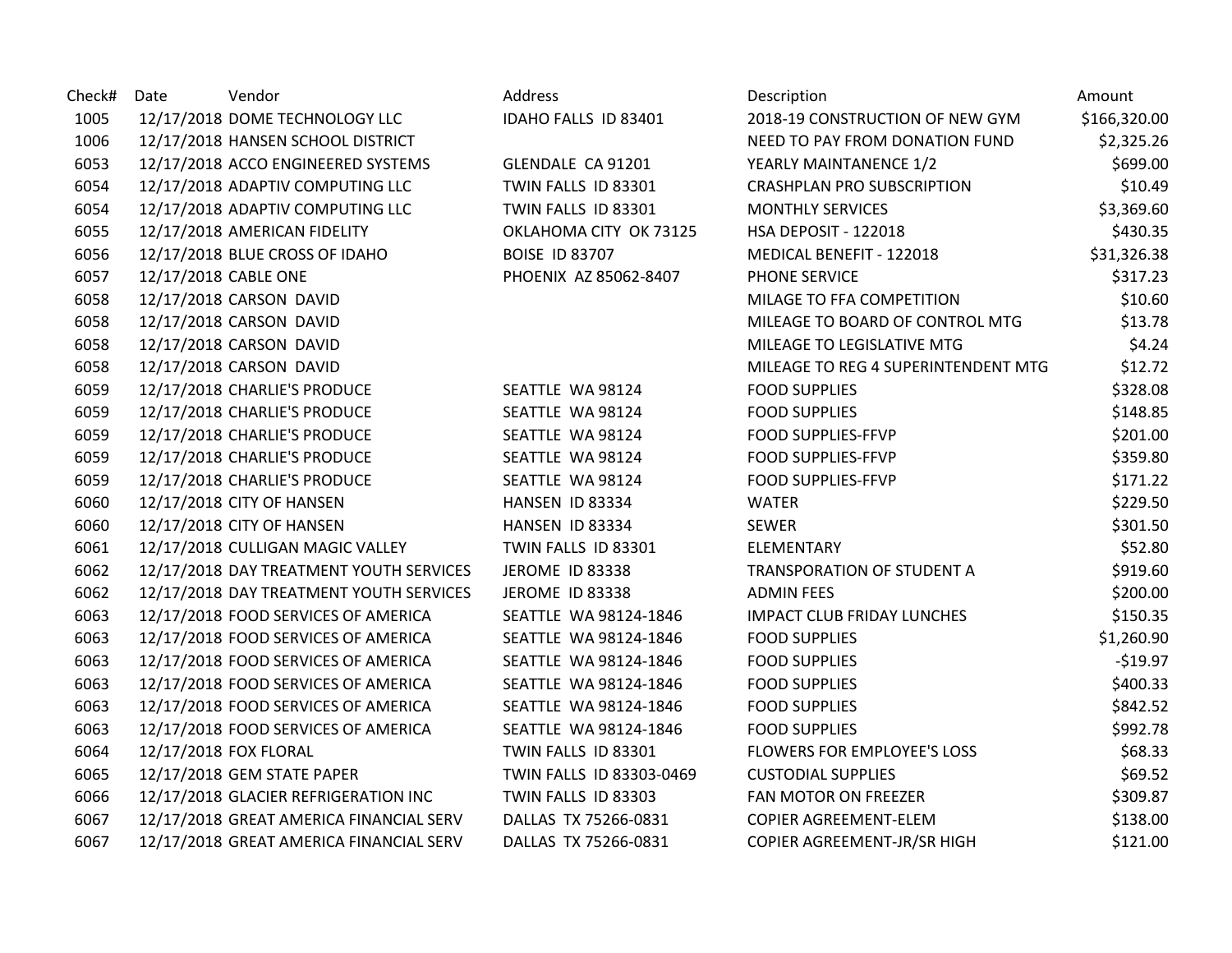| Check# | Date | Vendor | Address | Description | Amount |
|---|---|---|---|---|---|
| 1005 | 12/17/2018 | DOME TECHNOLOGY LLC | IDAHO FALLS ID 83401 | 2018-19 CONSTRUCTION OF NEW GYM | $166,320.00 |
| 1006 | 12/17/2018 | HANSEN SCHOOL DISTRICT | | NEED TO PAY FROM DONATION FUND | $2,325.26 |
| 6053 | 12/17/2018 | ACCO ENGINEERED SYSTEMS | GLENDALE CA 91201 | YEARLY MAINTANENCE 1/2 | $699.00 |
| 6054 | 12/17/2018 | ADAPTIV COMPUTING LLC | TWIN FALLS ID 83301 | CRASHPLAN PRO SUBSCRIPTION | $10.49 |
| 6054 | 12/17/2018 | ADAPTIV COMPUTING LLC | TWIN FALLS ID 83301 | MONTHLY SERVICES | $3,369.60 |
| 6055 | 12/17/2018 | AMERICAN FIDELITY | OKLAHOMA CITY OK 73125 | HSA DEPOSIT - 122018 | $430.35 |
| 6056 | 12/17/2018 | BLUE CROSS OF IDAHO | BOISE ID 83707 | MEDICAL BENEFIT - 122018 | $31,326.38 |
| 6057 | 12/17/2018 | CABLE ONE | PHOENIX AZ 85062-8407 | PHONE SERVICE | $317.23 |
| 6058 | 12/17/2018 | CARSON DAVID | | MILAGE TO FFA COMPETITION | $10.60 |
| 6058 | 12/17/2018 | CARSON DAVID | | MILEAGE TO BOARD OF CONTROL MTG | $13.78 |
| 6058 | 12/17/2018 | CARSON DAVID | | MILEAGE TO LEGISLATIVE MTG | $4.24 |
| 6058 | 12/17/2018 | CARSON DAVID | | MILEAGE TO REG 4 SUPERINTENDENT MTG | $12.72 |
| 6059 | 12/17/2018 | CHARLIE'S PRODUCE | SEATTLE WA 98124 | FOOD SUPPLIES | $328.08 |
| 6059 | 12/17/2018 | CHARLIE'S PRODUCE | SEATTLE WA 98124 | FOOD SUPPLIES | $148.85 |
| 6059 | 12/17/2018 | CHARLIE'S PRODUCE | SEATTLE WA 98124 | FOOD SUPPLIES-FFVP | $201.00 |
| 6059 | 12/17/2018 | CHARLIE'S PRODUCE | SEATTLE WA 98124 | FOOD SUPPLIES-FFVP | $359.80 |
| 6059 | 12/17/2018 | CHARLIE'S PRODUCE | SEATTLE WA 98124 | FOOD SUPPLIES-FFVP | $171.22 |
| 6060 | 12/17/2018 | CITY OF HANSEN | HANSEN ID 83334 | WATER | $229.50 |
| 6060 | 12/17/2018 | CITY OF HANSEN | HANSEN ID 83334 | SEWER | $301.50 |
| 6061 | 12/17/2018 | CULLIGAN MAGIC VALLEY | TWIN FALLS ID 83301 | ELEMENTARY | $52.80 |
| 6062 | 12/17/2018 | DAY TREATMENT YOUTH SERVICES | JEROME ID 83338 | TRANSPORATION OF STUDENT A | $919.60 |
| 6062 | 12/17/2018 | DAY TREATMENT YOUTH SERVICES | JEROME ID 83338 | ADMIN FEES | $200.00 |
| 6063 | 12/17/2018 | FOOD SERVICES OF AMERICA | SEATTLE WA 98124-1846 | IMPACT CLUB FRIDAY LUNCHES | $150.35 |
| 6063 | 12/17/2018 | FOOD SERVICES OF AMERICA | SEATTLE WA 98124-1846 | FOOD SUPPLIES | $1,260.90 |
| 6063 | 12/17/2018 | FOOD SERVICES OF AMERICA | SEATTLE WA 98124-1846 | FOOD SUPPLIES | -$19.97 |
| 6063 | 12/17/2018 | FOOD SERVICES OF AMERICA | SEATTLE WA 98124-1846 | FOOD SUPPLIES | $400.33 |
| 6063 | 12/17/2018 | FOOD SERVICES OF AMERICA | SEATTLE WA 98124-1846 | FOOD SUPPLIES | $842.52 |
| 6063 | 12/17/2018 | FOOD SERVICES OF AMERICA | SEATTLE WA 98124-1846 | FOOD SUPPLIES | $992.78 |
| 6064 | 12/17/2018 | FOX FLORAL | TWIN FALLS ID 83301 | FLOWERS FOR EMPLOYEE'S LOSS | $68.33 |
| 6065 | 12/17/2018 | GEM STATE PAPER | TWIN FALLS ID 83303-0469 | CUSTODIAL SUPPLIES | $69.52 |
| 6066 | 12/17/2018 | GLACIER REFRIGERATION INC | TWIN FALLS ID 83303 | FAN MOTOR ON FREEZER | $309.87 |
| 6067 | 12/17/2018 | GREAT AMERICA FINANCIAL SERV | DALLAS TX 75266-0831 | COPIER AGREEMENT-ELEM | $138.00 |
| 6067 | 12/17/2018 | GREAT AMERICA FINANCIAL SERV | DALLAS TX 75266-0831 | COPIER AGREEMENT-JR/SR HIGH | $121.00 |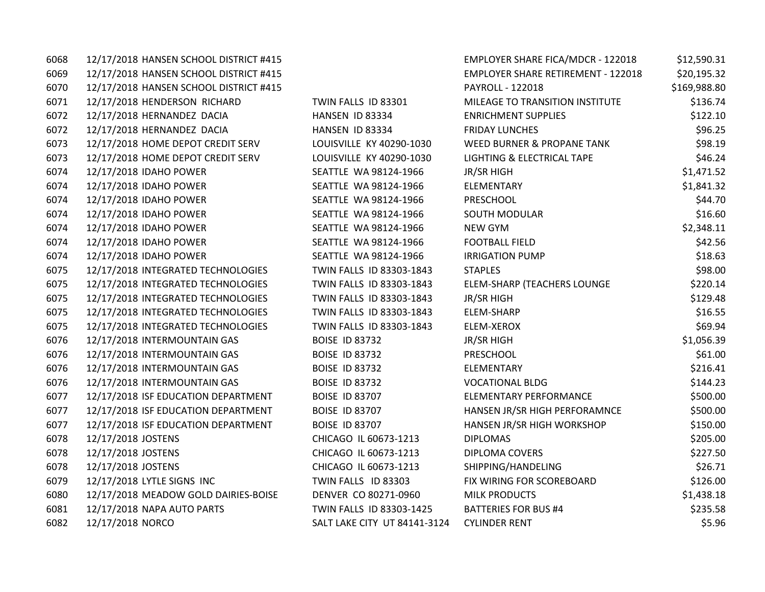| | | | | | |
|---|---|---|---|---|---|
| 6068 | 12/17/2018 | HANSEN SCHOOL DISTRICT #415 | | EMPLOYER SHARE FICA/MDCR - 122018 | $12,590.31 |
| 6069 | 12/17/2018 | HANSEN SCHOOL DISTRICT #415 | | EMPLOYER SHARE RETIREMENT - 122018 | $20,195.32 |
| 6070 | 12/17/2018 | HANSEN SCHOOL DISTRICT #415 | | PAYROLL - 122018 | $169,988.80 |
| 6071 | 12/17/2018 | HENDERSON RICHARD | TWIN FALLS ID 83301 | MILEAGE TO TRANSITION INSTITUTE | $136.74 |
| 6072 | 12/17/2018 | HERNANDEZ DACIA | HANSEN ID 83334 | ENRICHMENT SUPPLIES | $122.10 |
| 6072 | 12/17/2018 | HERNANDEZ DACIA | HANSEN ID 83334 | FRIDAY LUNCHES | $96.25 |
| 6073 | 12/17/2018 | HOME DEPOT CREDIT SERV | LOUISVILLE KY 40290-1030 | WEED BURNER & PROPANE TANK | $98.19 |
| 6073 | 12/17/2018 | HOME DEPOT CREDIT SERV | LOUISVILLE KY 40290-1030 | LIGHTING & ELECTRICAL TAPE | $46.24 |
| 6074 | 12/17/2018 | IDAHO POWER | SEATTLE WA 98124-1966 | JR/SR HIGH | $1,471.52 |
| 6074 | 12/17/2018 | IDAHO POWER | SEATTLE WA 98124-1966 | ELEMENTARY | $1,841.32 |
| 6074 | 12/17/2018 | IDAHO POWER | SEATTLE WA 98124-1966 | PRESCHOOL | $44.70 |
| 6074 | 12/17/2018 | IDAHO POWER | SEATTLE WA 98124-1966 | SOUTH MODULAR | $16.60 |
| 6074 | 12/17/2018 | IDAHO POWER | SEATTLE WA 98124-1966 | NEW GYM | $2,348.11 |
| 6074 | 12/17/2018 | IDAHO POWER | SEATTLE WA 98124-1966 | FOOTBALL FIELD | $42.56 |
| 6074 | 12/17/2018 | IDAHO POWER | SEATTLE WA 98124-1966 | IRRIGATION PUMP | $18.63 |
| 6075 | 12/17/2018 | INTEGRATED TECHNOLOGIES | TWIN FALLS ID 83303-1843 | STAPLES | $98.00 |
| 6075 | 12/17/2018 | INTEGRATED TECHNOLOGIES | TWIN FALLS ID 83303-1843 | ELEM-SHARP (TEACHERS LOUNGE | $220.14 |
| 6075 | 12/17/2018 | INTEGRATED TECHNOLOGIES | TWIN FALLS ID 83303-1843 | JR/SR HIGH | $129.48 |
| 6075 | 12/17/2018 | INTEGRATED TECHNOLOGIES | TWIN FALLS ID 83303-1843 | ELEM-SHARP | $16.55 |
| 6075 | 12/17/2018 | INTEGRATED TECHNOLOGIES | TWIN FALLS ID 83303-1843 | ELEM-XEROX | $69.94 |
| 6076 | 12/17/2018 | INTERMOUNTAIN GAS | BOISE ID 83732 | JR/SR HIGH | $1,056.39 |
| 6076 | 12/17/2018 | INTERMOUNTAIN GAS | BOISE ID 83732 | PRESCHOOL | $61.00 |
| 6076 | 12/17/2018 | INTERMOUNTAIN GAS | BOISE ID 83732 | ELEMENTARY | $216.41 |
| 6076 | 12/17/2018 | INTERMOUNTAIN GAS | BOISE ID 83732 | VOCATIONAL BLDG | $144.23 |
| 6077 | 12/17/2018 | ISF EDUCATION DEPARTMENT | BOISE ID 83707 | ELEMENTARY PERFORMANCE | $500.00 |
| 6077 | 12/17/2018 | ISF EDUCATION DEPARTMENT | BOISE ID 83707 | HANSEN JR/SR HIGH PERFORAMNCE | $500.00 |
| 6077 | 12/17/2018 | ISF EDUCATION DEPARTMENT | BOISE ID 83707 | HANSEN JR/SR HIGH WORKSHOP | $150.00 |
| 6078 | 12/17/2018 | JOSTENS | CHICAGO IL 60673-1213 | DIPLOMAS | $205.00 |
| 6078 | 12/17/2018 | JOSTENS | CHICAGO IL 60673-1213 | DIPLOMA COVERS | $227.50 |
| 6078 | 12/17/2018 | JOSTENS | CHICAGO IL 60673-1213 | SHIPPING/HANDELING | $26.71 |
| 6079 | 12/17/2018 | LYTLE SIGNS INC | TWIN FALLS ID 83303 | FIX WIRING FOR SCOREBOARD | $126.00 |
| 6080 | 12/17/2018 | MEADOW GOLD DAIRIES-BOISE | DENVER CO 80271-0960 | MILK PRODUCTS | $1,438.18 |
| 6081 | 12/17/2018 | NAPA AUTO PARTS | TWIN FALLS ID 83303-1425 | BATTERIES FOR BUS #4 | $235.58 |
| 6082 | 12/17/2018 | NORCO | SALT LAKE CITY UT 84141-3124 | CYLINDER RENT | $5.96 |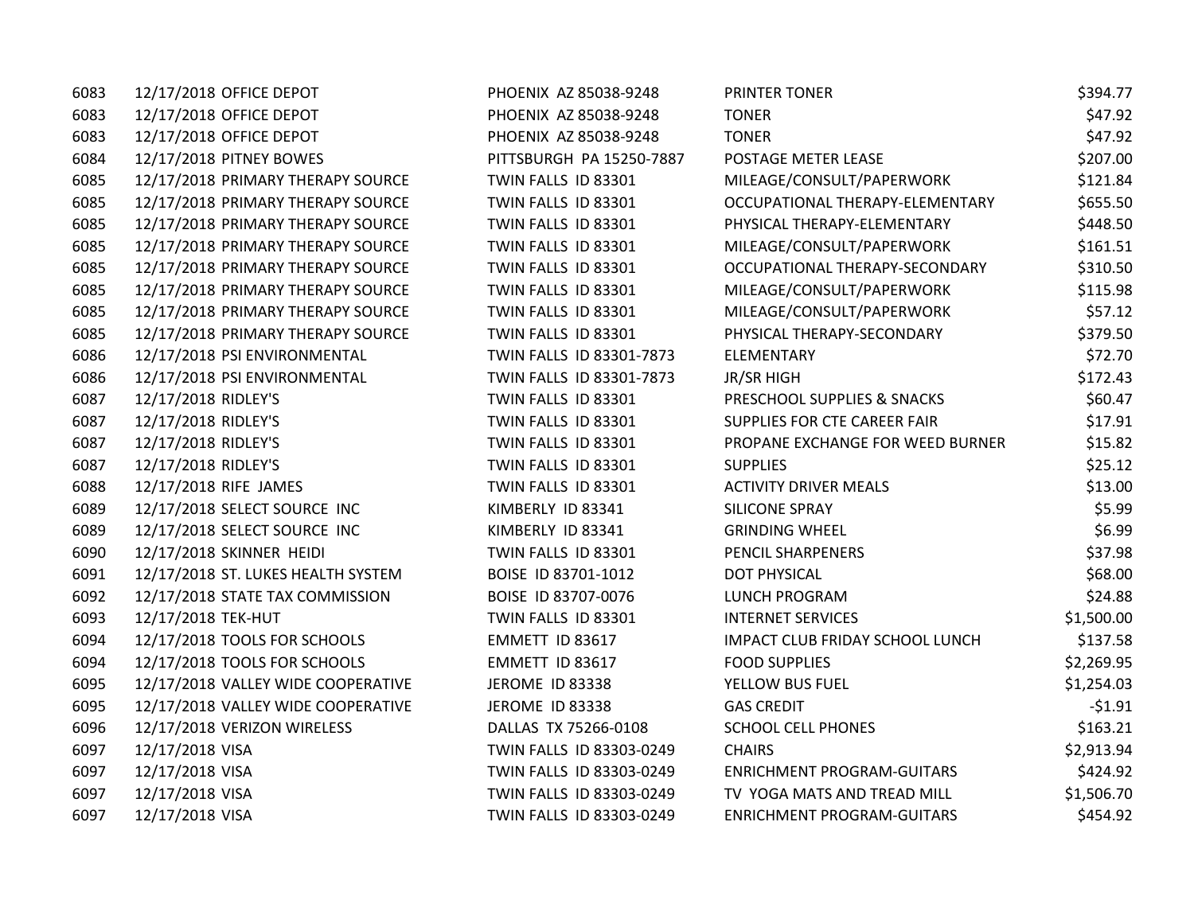| | | | | | |
|---|---|---|---|---|---|
| 6083 | 12/17/2018 | OFFICE DEPOT | PHOENIX AZ 85038-9248 | PRINTER TONER | $394.77 |
| 6083 | 12/17/2018 | OFFICE DEPOT | PHOENIX AZ 85038-9248 | TONER | $47.92 |
| 6083 | 12/17/2018 | OFFICE DEPOT | PHOENIX AZ 85038-9248 | TONER | $47.92 |
| 6084 | 12/17/2018 | PITNEY BOWES | PITTSBURGH PA 15250-7887 | POSTAGE METER LEASE | $207.00 |
| 6085 | 12/17/2018 | PRIMARY THERAPY SOURCE | TWIN FALLS ID 83301 | MILEAGE/CONSULT/PAPERWORK | $121.84 |
| 6085 | 12/17/2018 | PRIMARY THERAPY SOURCE | TWIN FALLS ID 83301 | OCCUPATIONAL THERAPY-ELEMENTARY | $655.50 |
| 6085 | 12/17/2018 | PRIMARY THERAPY SOURCE | TWIN FALLS ID 83301 | PHYSICAL THERAPY-ELEMENTARY | $448.50 |
| 6085 | 12/17/2018 | PRIMARY THERAPY SOURCE | TWIN FALLS ID 83301 | MILEAGE/CONSULT/PAPERWORK | $161.51 |
| 6085 | 12/17/2018 | PRIMARY THERAPY SOURCE | TWIN FALLS ID 83301 | OCCUPATIONAL THERAPY-SECONDARY | $310.50 |
| 6085 | 12/17/2018 | PRIMARY THERAPY SOURCE | TWIN FALLS ID 83301 | MILEAGE/CONSULT/PAPERWORK | $115.98 |
| 6085 | 12/17/2018 | PRIMARY THERAPY SOURCE | TWIN FALLS ID 83301 | MILEAGE/CONSULT/PAPERWORK | $57.12 |
| 6085 | 12/17/2018 | PRIMARY THERAPY SOURCE | TWIN FALLS ID 83301 | PHYSICAL THERAPY-SECONDARY | $379.50 |
| 6086 | 12/17/2018 | PSI ENVIRONMENTAL | TWIN FALLS ID 83301-7873 | ELEMENTARY | $72.70 |
| 6086 | 12/17/2018 | PSI ENVIRONMENTAL | TWIN FALLS ID 83301-7873 | JR/SR HIGH | $172.43 |
| 6087 | 12/17/2018 | RIDLEY'S | TWIN FALLS ID 83301 | PRESCHOOL SUPPLIES & SNACKS | $60.47 |
| 6087 | 12/17/2018 | RIDLEY'S | TWIN FALLS ID 83301 | SUPPLIES FOR CTE CAREER FAIR | $17.91 |
| 6087 | 12/17/2018 | RIDLEY'S | TWIN FALLS ID 83301 | PROPANE EXCHANGE FOR WEED BURNER | $15.82 |
| 6087 | 12/17/2018 | RIDLEY'S | TWIN FALLS ID 83301 | SUPPLIES | $25.12 |
| 6088 | 12/17/2018 | RIFE JAMES | TWIN FALLS ID 83301 | ACTIVITY DRIVER MEALS | $13.00 |
| 6089 | 12/17/2018 | SELECT SOURCE INC | KIMBERLY ID 83341 | SILICONE SPRAY | $5.99 |
| 6089 | 12/17/2018 | SELECT SOURCE INC | KIMBERLY ID 83341 | GRINDING WHEEL | $6.99 |
| 6090 | 12/17/2018 | SKINNER HEIDI | TWIN FALLS ID 83301 | PENCIL SHARPENERS | $37.98 |
| 6091 | 12/17/2018 | ST. LUKES HEALTH SYSTEM | BOISE ID 83701-1012 | DOT PHYSICAL | $68.00 |
| 6092 | 12/17/2018 | STATE TAX COMMISSION | BOISE ID 83707-0076 | LUNCH PROGRAM | $24.88 |
| 6093 | 12/17/2018 | TEK-HUT | TWIN FALLS ID 83301 | INTERNET SERVICES | $1,500.00 |
| 6094 | 12/17/2018 | TOOLS FOR SCHOOLS | EMMETT ID 83617 | IMPACT CLUB FRIDAY SCHOOL LUNCH | $137.58 |
| 6094 | 12/17/2018 | TOOLS FOR SCHOOLS | EMMETT ID 83617 | FOOD SUPPLIES | $2,269.95 |
| 6095 | 12/17/2018 | VALLEY WIDE COOPERATIVE | JEROME ID 83338 | YELLOW BUS FUEL | $1,254.03 |
| 6095 | 12/17/2018 | VALLEY WIDE COOPERATIVE | JEROME ID 83338 | GAS CREDIT | -$1.91 |
| 6096 | 12/17/2018 | VERIZON WIRELESS | DALLAS TX 75266-0108 | SCHOOL CELL PHONES | $163.21 |
| 6097 | 12/17/2018 | VISA | TWIN FALLS ID 83303-0249 | CHAIRS | $2,913.94 |
| 6097 | 12/17/2018 | VISA | TWIN FALLS ID 83303-0249 | ENRICHMENT PROGRAM-GUITARS | $424.92 |
| 6097 | 12/17/2018 | VISA | TWIN FALLS ID 83303-0249 | TV YOGA MATS AND TREAD MILL | $1,506.70 |
| 6097 | 12/17/2018 | VISA | TWIN FALLS ID 83303-0249 | ENRICHMENT PROGRAM-GUITARS | $454.92 |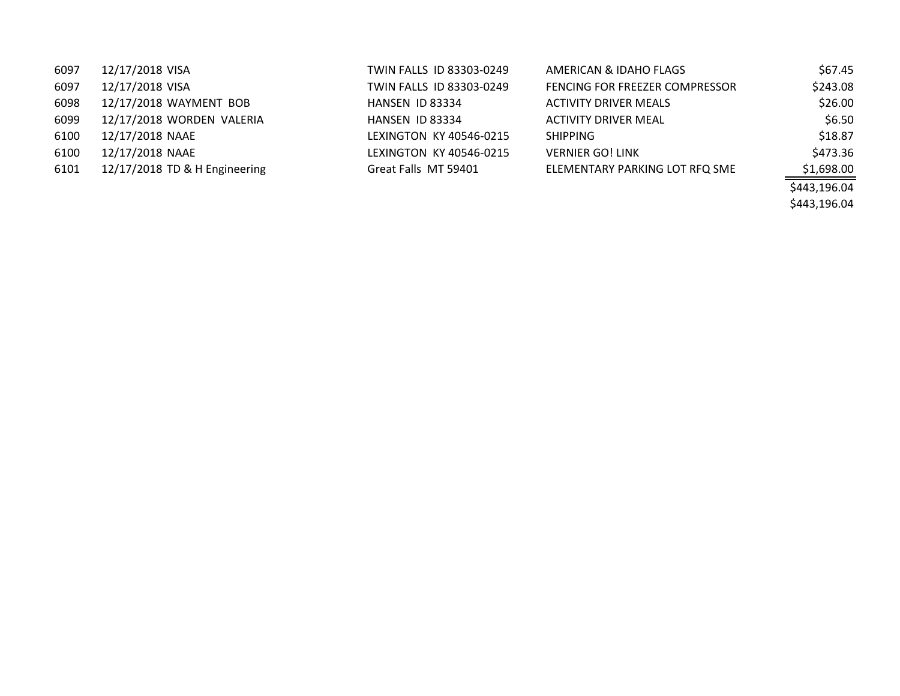| | | | | | |
|---|---|---|---|---|---|
| 6097 | 12/17/2018 | VISA | TWIN FALLS ID 83303-0249 | AMERICAN & IDAHO FLAGS | $67.45 |
| 6097 | 12/17/2018 | VISA | TWIN FALLS ID 83303-0249 | FENCING FOR FREEZER COMPRESSOR | $243.08 |
| 6098 | 12/17/2018 | WAYMENT BOB | HANSEN ID 83334 | ACTIVITY DRIVER MEALS | $26.00 |
| 6099 | 12/17/2018 | WORDEN VALERIA | HANSEN ID 83334 | ACTIVITY DRIVER MEAL | $6.50 |
| 6100 | 12/17/2018 | NAAE | LEXINGTON KY 40546-0215 | SHIPPING | $18.87 |
| 6100 | 12/17/2018 | NAAE | LEXINGTON KY 40546-0215 | VERNIER GO! LINK | $473.36 |
| 6101 | 12/17/2018 | TD & H Engineering | Great Falls MT 59401 | ELEMENTARY PARKING LOT RFQ SME | $1,698.00 |
| | | | | | $443,196.04 |
| | | | | | $443,196.04 |